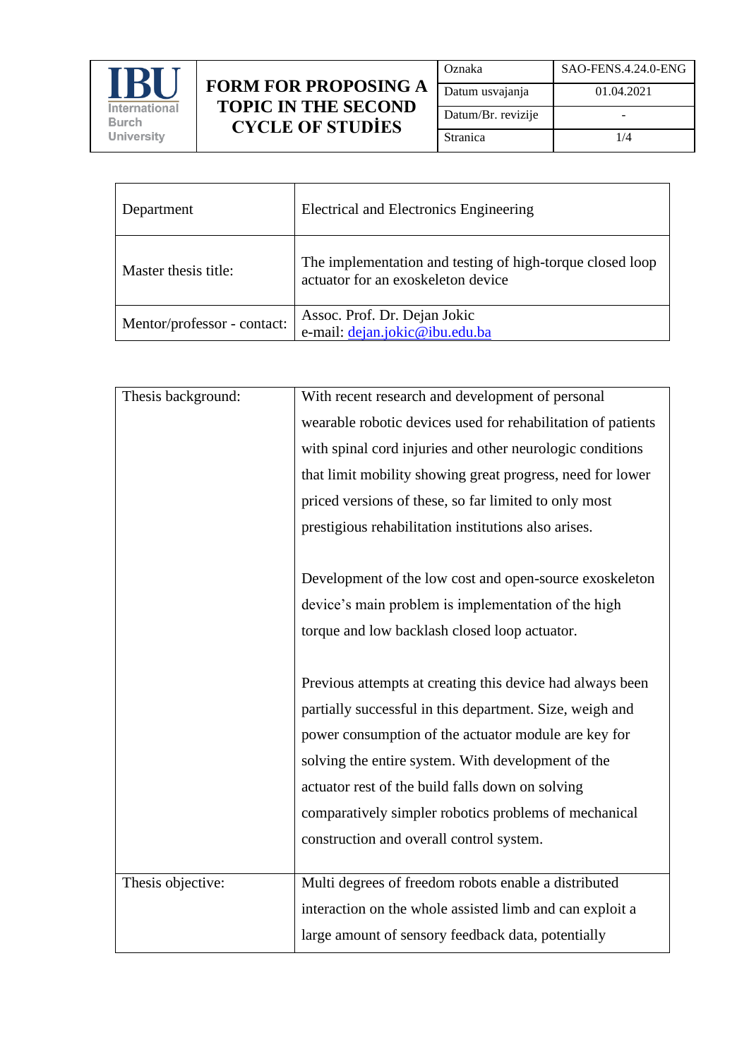| IBU International Burch University | FORM FOR PROPOSING A TOPIC IN THE SECOND CYCLE OF STUDİES | Oznaka | SAO-FENS.4.24.0-ENG |
| --- | --- | --- | --- |
| | | Datum usvajanja | 01.04.2021 |
| | | Datum/Br. revizije | - |
| | | Stranica | 1/4 |

| Department | Electrical and Electronics Engineering |
| --- | --- |
| Master thesis title: | The implementation and testing of high-torque closed loop actuator for an exoskeleton device |
| Mentor/professor - contact: | Assoc. Prof. Dr. Dejan Jokic<br>e-mail: dejan.jokic@ibu.edu.ba |

| Thesis background: | With recent research and development of personal wearable robotic devices used for rehabilitation of patients with spinal cord injuries and other neurologic conditions that limit mobility showing great progress, need for lower priced versions of these, so far limited to only most prestigious rehabilitation institutions also arises.<br><br>Development of the low cost and open-source exoskeleton device's main problem is implementation of the high torque and low backlash closed loop actuator.<br><br>Previous attempts at creating this device had always been partially successful in this department. Size, weigh and power consumption of the actuator module are key for solving the entire system. With development of the actuator rest of the build falls down on solving comparatively simpler robotics problems of mechanical construction and overall control system. |
| --- | --- |
| Thesis objective: | Multi degrees of freedom robots enable a distributed interaction on the whole assisted limb and can exploit a large amount of sensory feedback data, potentially |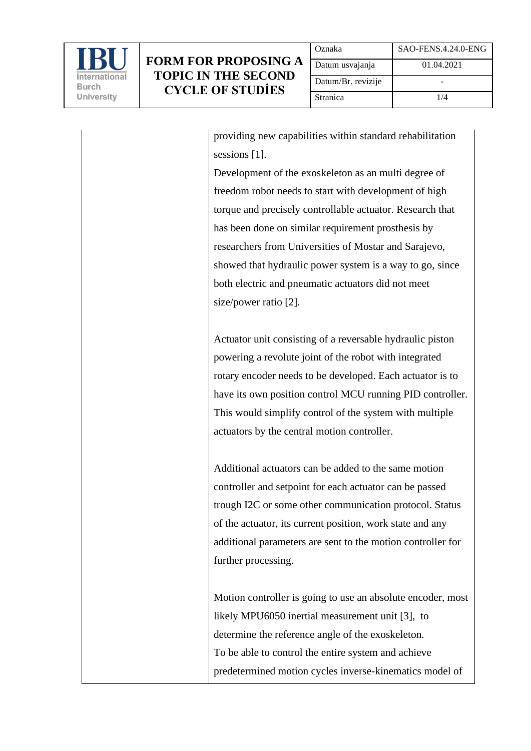providing new capabilities within standard rehabilitation sessions [1].
Development of the exoskeleton as an multi degree of freedom robot needs to start with development of high torque and precisely controllable actuator. Research that has been done on similar requirement prosthesis by researchers from Universities of Mostar and Sarajevo, showed that hydraulic power system is a way to go, since both electric and pneumatic actuators did not meet size/power ratio [2].

Actuator unit consisting of a reversable hydraulic piston powering a revolute joint of the robot with integrated rotary encoder needs to be developed. Each actuator is to have its own position control MCU running PID controller. This would simplify control of the system with multiple actuators by the central motion controller.

Additional actuators can be added to the same motion controller and setpoint for each actuator can be passed trough I2C or some other communication protocol. Status of the actuator, its current position, work state and any additional parameters are sent to the motion controller for further processing.

Motion controller is going to use an absolute encoder, most likely MPU6050 inertial measurement unit [3], to determine the reference angle of the exoskeleton.
To be able to control the entire system and achieve predetermined motion cycles inverse-kinematics model of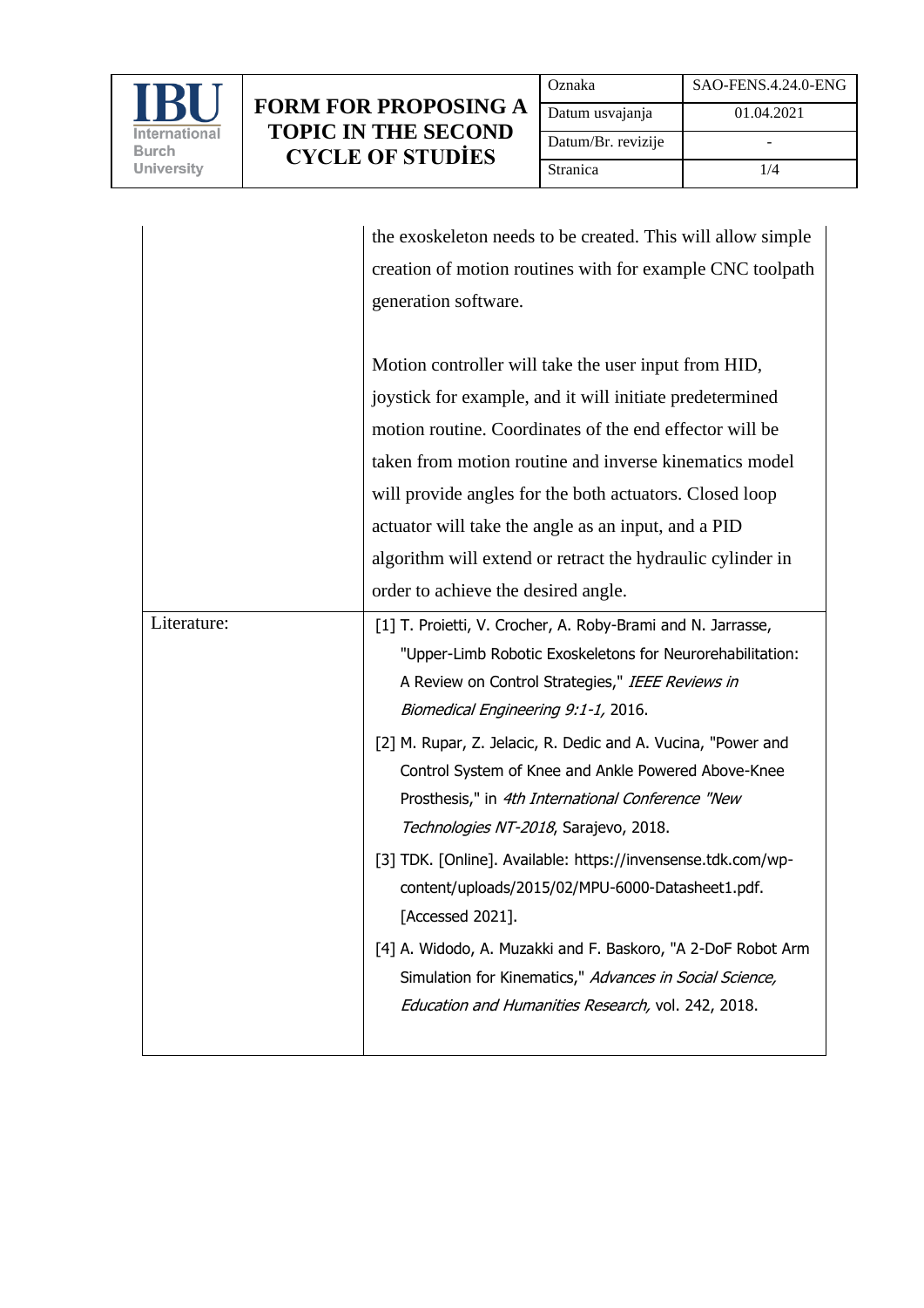| | |
|---|---|
| | the exoskeleton needs to be created. This will allow simple creation of motion routines with for example CNC toolpath generation software.<br><br>Motion controller will take the user input from HID, joystick for example, and it will initiate predetermined motion routine. Coordinates of the end effector will be taken from motion routine and inverse kinematics model will provide angles for the both actuators. Closed loop actuator will take the angle as an input, and a PID algorithm will extend or retract the hydraulic cylinder in order to achieve the desired angle. |
| Literature: | [1] T. Proietti, V. Crocher, A. Roby-Brami and N. Jarrasse, "Upper-Limb Robotic Exoskeletons for Neurorehabilitation: A Review on Control Strategies," *IEEE Reviews in Biomedical Engineering 9:1-1,* 2016.<br>[2] M. Rupar, Z. Jelacic, R. Dedic and A. Vucina, "Power and Control System of Knee and Ankle Powered Above-Knee Prosthesis," in *4th International Conference "New Technologies NT-2018*, Sarajevo, 2018.<br>[3] TDK. [Online]. Available: https://invensense.tdk.com/wp-content/uploads/2015/02/MPU-6000-Datasheet1.pdf. [Accessed 2021].<br>[4] A. Widodo, A. Muzakki and F. Baskoro, "A 2-DoF Robot Arm Simulation for Kinematics," *Advances in Social Science, Education and Humanities Research,* vol. 242, 2018. |